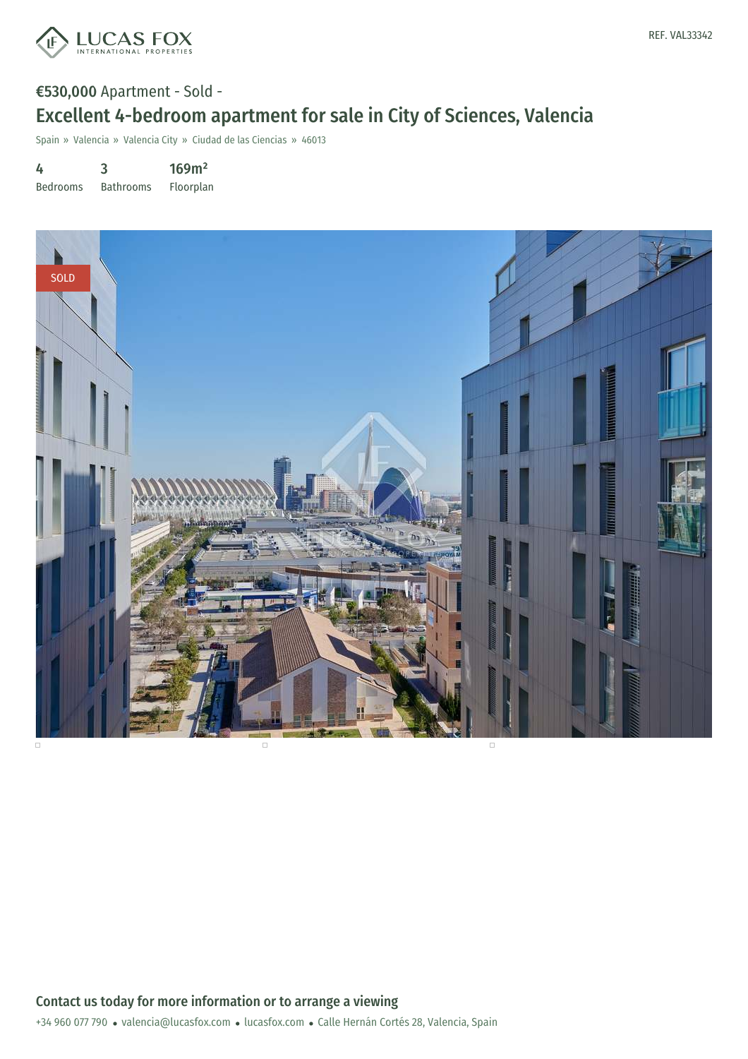REF. VAL33342

€530,000 Apartment - Sold -

# Excellent 4-bedroom apartment for sale in City of Sciences, Valencia

Spain » Valencia » Valencia City » Ciudad de las Ciencias » 46013

| 4 | 3 | 169m² |
|---|---|---|
| Bedrooms | Bathrooms | Floorplan |

SOLD

## Contact us today for more information or to arrange a viewing

+34 960 077 790 • valencia@lucasfox.com • lucasfox.com • Calle Hernán Cortés 28, Valencia, Spain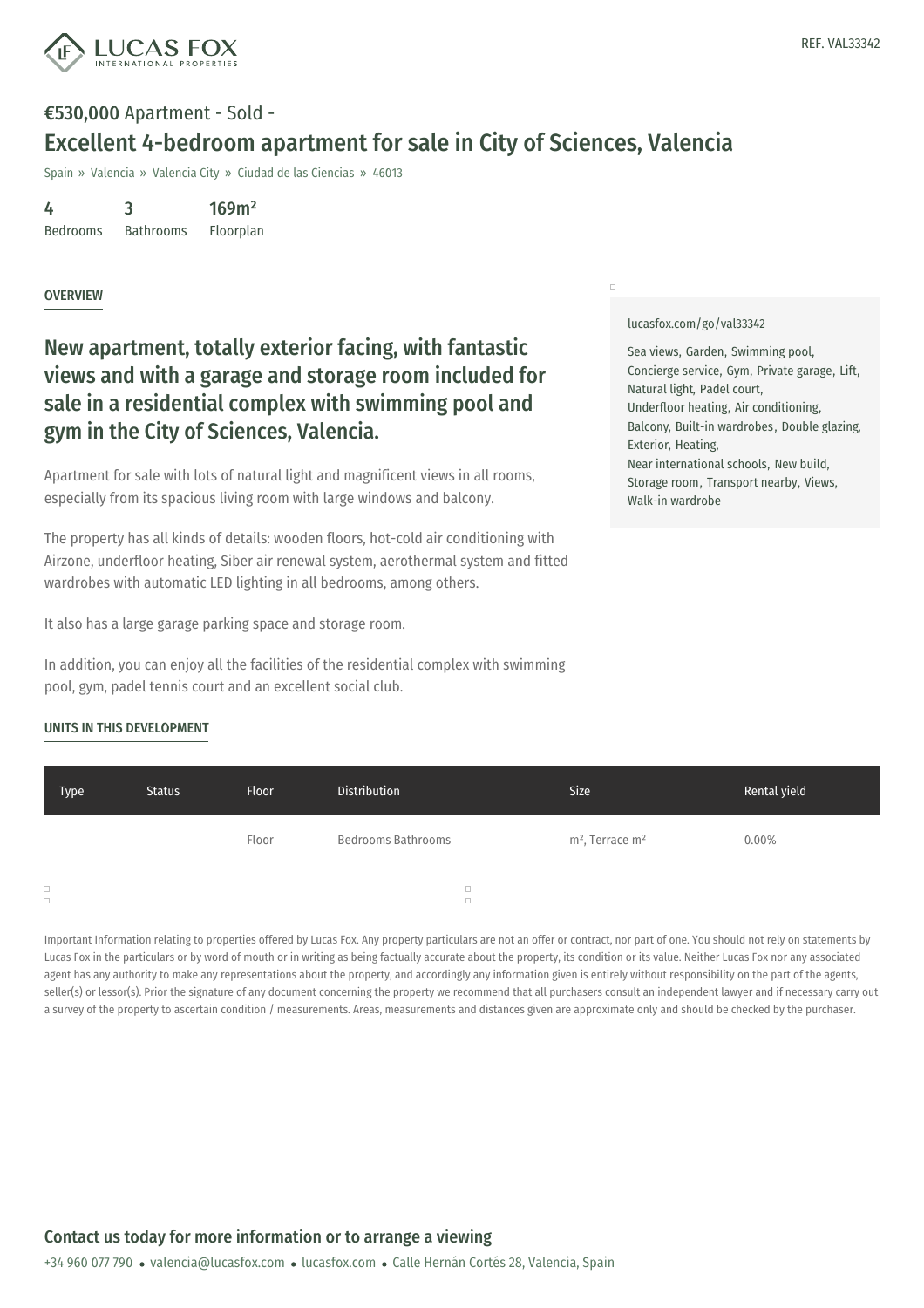REF. VAL33342

**€530,000** Apartment - Sold -

# Excellent 4-bedroom apartment for sale in City of Sciences, Valencia

Spain » Valencia » Valencia City » Ciudad de las Ciencias » 46013

| 4 | 3 | 169m² |
|---|---|---|
| Bedrooms | Bathrooms | Floorplan |

## OVERVIEW

## New apartment, totally exterior facing, with fantastic views and with a garage and storage room included for sale in a residential complex with swimming pool and gym in the City of Sciences, Valencia.

Apartment for sale with lots of natural light and magnificent views in all rooms, especially from its spacious living room with large windows and balcony.

The property has all kinds of details: wooden floors, hot-cold air conditioning with Airzone, underfloor heating, Siber air renewal system, aerothermal system and fitted wardrobes with automatic LED lighting in all bedrooms, among others.

It also has a large garage parking space and storage room.

In addition, you can enjoy all the facilities of the residential complex with swimming pool, gym, padel tennis court and an excellent social club.

lucasfox.com/go/val33342

Sea views, Garden, Swimming pool, Concierge service, Gym, Private garage, Lift, Natural light, Padel court, Underfloor heating, Air conditioning, Balcony, Built-in wardrobes, Double glazing, Exterior, Heating, Near international schools, New build, Storage room, Transport nearby, Views, Walk-in wardrobe

## UNITS IN THIS DEVELOPMENT

| Type | Status | Floor | Distribution | Size | Rental yield |
|---|---|---|---|---|---|
| | | Floor | Bedrooms Bathrooms | m², Terrace m² | 0.00% |

Important Information relating to properties offered by Lucas Fox. Any property particulars are not an offer or contract, nor part of one. You should not rely on statements by Lucas Fox in the particulars or by word of mouth or in writing as being factually accurate about the property, its condition or its value. Neither Lucas Fox nor any associated agent has any authority to make any representations about the property, and accordingly any information given is entirely without responsibility on the part of the agents, seller(s) or lessor(s). Prior the signature of any document concerning the property we recommend that all purchasers consult an independent lawyer and if necessary carry out a survey of the property to ascertain condition / measurements. Areas, measurements and distances given are approximate only and should be checked by the purchaser.

## Contact us today for more information or to arrange a viewing

+34 960 077 790 • valencia@lucasfox.com • lucasfox.com • Calle Hernán Cortés 28, Valencia, Spain